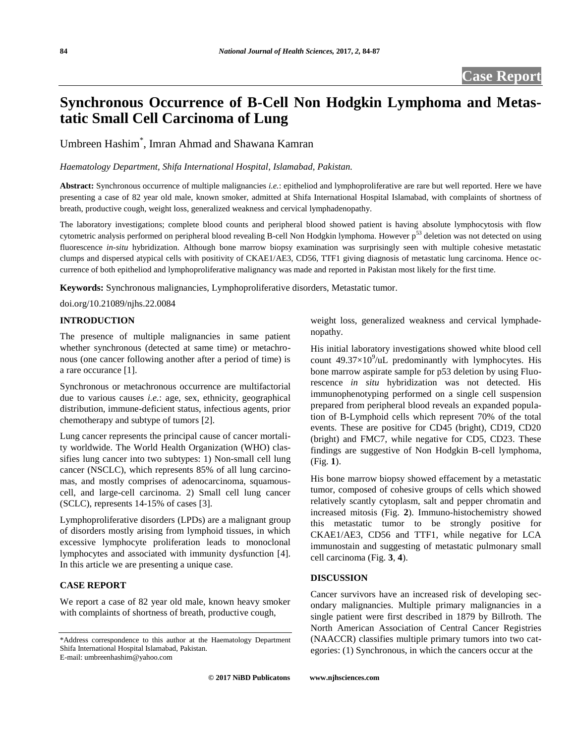Case Report

# Synchronous Occurrence of B-Cell Non Hodgkin Lymphoma and Metastatic Small Cell Carcinoma of Lung

Umbreen Hashim*, Imran Ahmad and Shawana Kamran

*Haematology Department, Shifa International Hospital, Islamabad, Pakistan.*

**Abstract:** Synchronous occurrence of multiple malignancies *i.e.*: epitheliod and lymphoproliferative are rare but well reported. Here we have presenting a case of 82 year old male, known smoker, admitted at Shifa International Hospital Islamabad, with complaints of shortness of breath, productive cough, weight loss, generalized weakness and cervical lymphadenopathy.

The laboratory investigations; complete blood counts and peripheral blood showed patient is having absolute lymphocytosis with flow cytometric analysis performed on peripheral blood revealing B-cell Non Hodgkin lymphoma. However $p^{53}$ deletion was not detected on using fluorescence *in-situ* hybridization. Although bone marrow biopsy examination was surprisingly seen with multiple cohesive metastatic clumps and dispersed atypical cells with positivity of CKAE1/AE3, CD56, TTF1 giving diagnosis of metastatic lung carcinoma. Hence occurrence of both epitheliod and lymphoproliferative malignancy was made and reported in Pakistan most likely for the first time.

**Keywords:** Synchronous malignancies, Lymphoproliferative disorders, Metastatic tumor.

doi.org/10.21089/njhs.22.0084

## INTRODUCTION

The presence of multiple malignancies in same patient whether synchronous (detected at same time) or metachronous (one cancer following another after a period of time) is a rare occurance [1].

Synchronous or metachronous occurrence are multifactorial due to various causes *i.e.*: age, sex, ethnicity, geographical distribution, immune-deficient status, infectious agents, prior chemotherapy and subtype of tumors [2].

Lung cancer represents the principal cause of cancer mortality worldwide. The World Health Organization (WHO) classifies lung cancer into two subtypes: 1) Non-small cell lung cancer (NSCLC), which represents 85% of all lung carcinomas, and mostly comprises of adenocarcinoma, squamous-cell, and large-cell carcinoma. 2) Small cell lung cancer (SCLC), represents 14-15% of cases [3].

Lymphoproliferative disorders (LPDs) are a malignant group of disorders mostly arising from lymphoid tissues, in which excessive lymphocyte proliferation leads to monoclonal lymphocytes and associated with immunity dysfunction [4]. In this article we are presenting a unique case.

## CASE REPORT

We report a case of 82 year old male, known heavy smoker with complaints of shortness of breath, productive cough, weight loss, generalized weakness and cervical lymphadenopathy.

His initial laboratory investigations showed white blood cell count $49.37\times10^9$/uL predominantly with lymphocytes. His bone marrow aspirate sample for p53 deletion by using Fluorescence *in situ* hybridization was not detected. His immunophenotyping performed on a single cell suspension prepared from peripheral blood reveals an expanded population of B-Lymphoid cells which represent 70% of the total events. These are positive for CD45 (bright), CD19, CD20 (bright) and FMC7, while negative for CD5, CD23. These findings are suggestive of Non Hodgkin B-cell lymphoma, (Fig. **1**).

His bone marrow biopsy showed effacement by a metastatic tumor, composed of cohesive groups of cells which showed relatively scantly cytoplasm, salt and pepper chromatin and increased mitosis (Fig. **2**). Immuno-histochemistry showed this metastatic tumor to be strongly positive for CKAE1/AE3, CD56 and TTF1, while negative for LCA immunostain and suggesting of metastatic pulmonary small cell carcinoma (Fig. **3**, **4**).

## DISCUSSION

Cancer survivors have an increased risk of developing secondary malignancies. Multiple primary malignancies in a single patient were first described in 1879 by Billroth. The North American Association of Central Cancer Registries (NAACCR) classifies multiple primary tumors into two categories: (1) Synchronous, in which the cancers occur at the

*Address correspondence to this author at the Haematology Department Shifa International Hospital Islamabad, Pakistan.
E-mail: umbreenhashim@yahoo.com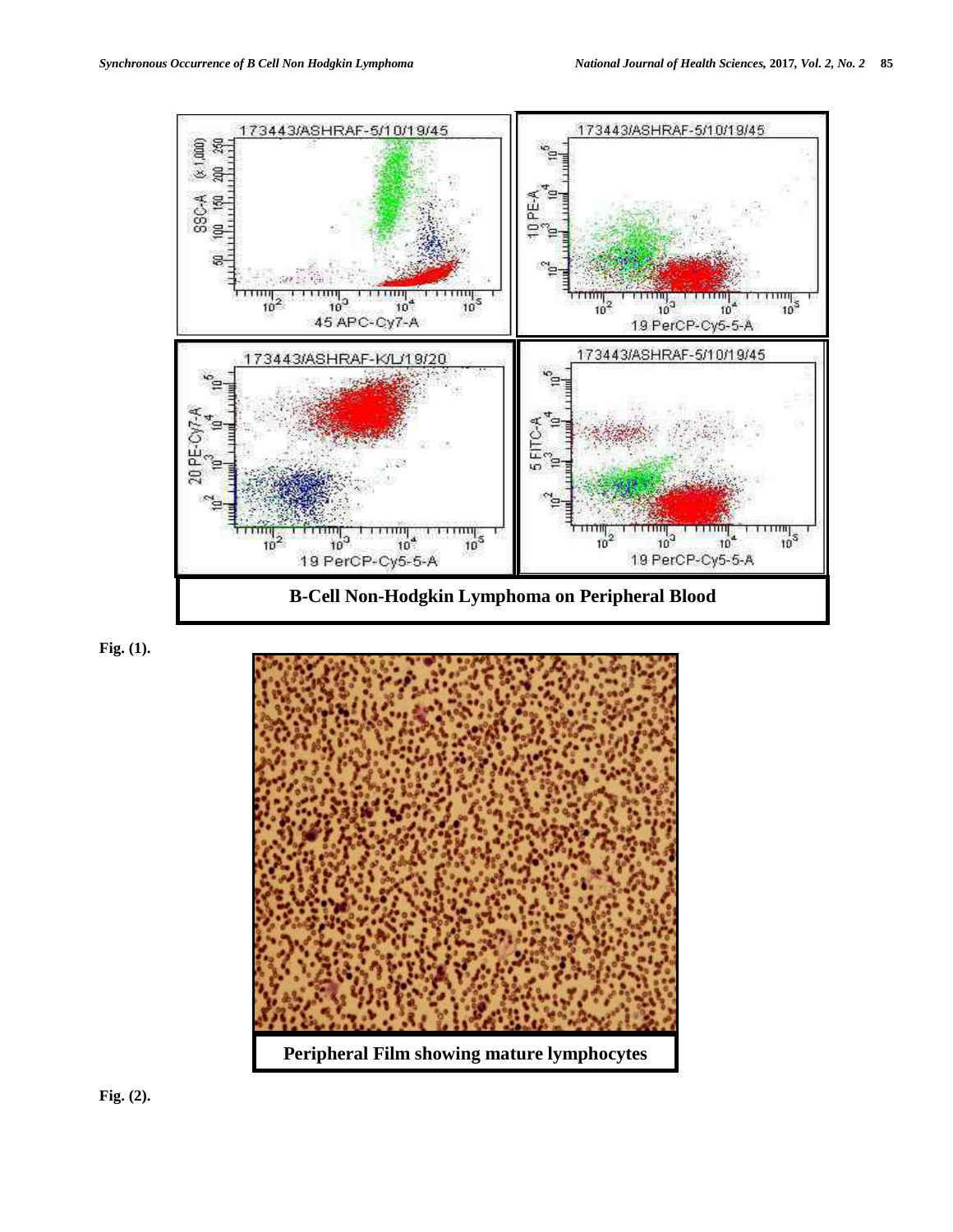173443/ASHRAF-5/10/19/45

SSC-A (x 1,000)

250

200

150

100

50

$10^2$ $10^3$ $10^4$ $10^5$

45 APC-Cy7-A

173443/ASHRAF-5/10/19/45

10 PE-A

$10^5$ $10^4$ $10^3$ $10^2$

$10^2$ $10^3$ $10^4$ $10^5$

19 PerCP-Cy5-5-A

173443/ASHRAF-K/L/19/20

20 PE-Cy7-A

$10^5$ $10^4$ $10^3$ $10^2$

$10^2$ $10^3$ $10^4$ $10^5$

19 PerCP-Cy5-5-A

173443/ASHRAF-5/10/19/45

5 FITC-A

$10^5$ $10^4$ $10^3$ $10^2$

$10^2$ $10^3$ $10^4$ $10^5$

19 PerCP-Cy5-5-A

**B-Cell Non-Hodgkin Lymphoma on Peripheral Blood**

**Fig. (1).**

**Peripheral Film showing mature lymphocytes**

**Fig. (2).**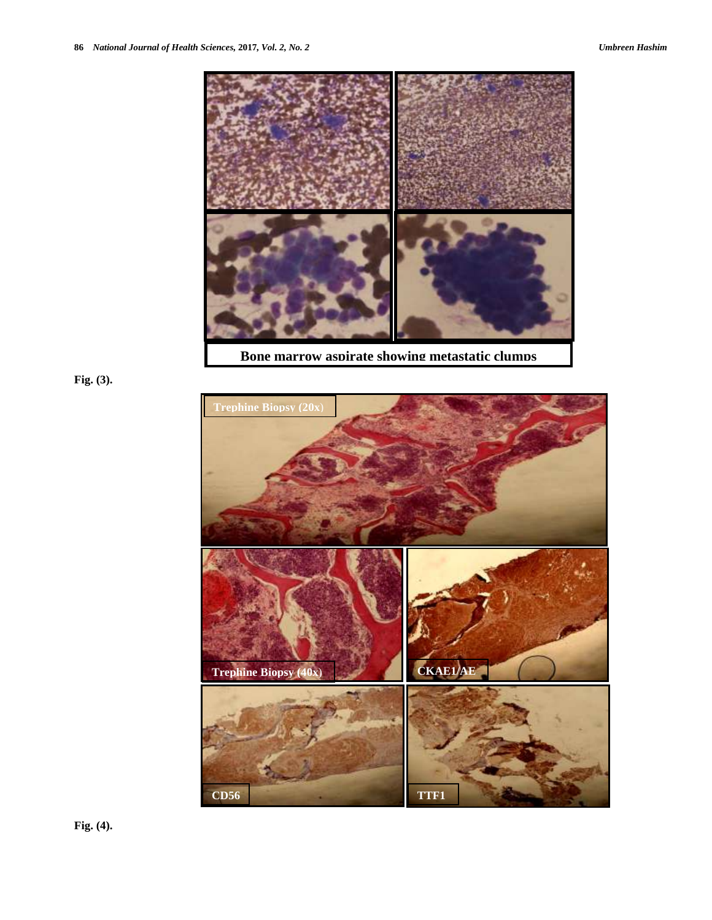Bone marrow aspirate showing metastatic clumps

**Fig. (3).**

Trephine Biopsy (20x)

Trephine Biopsy (40x)

CKAE1/AE

CD56

TTF1

**Fig. (4).**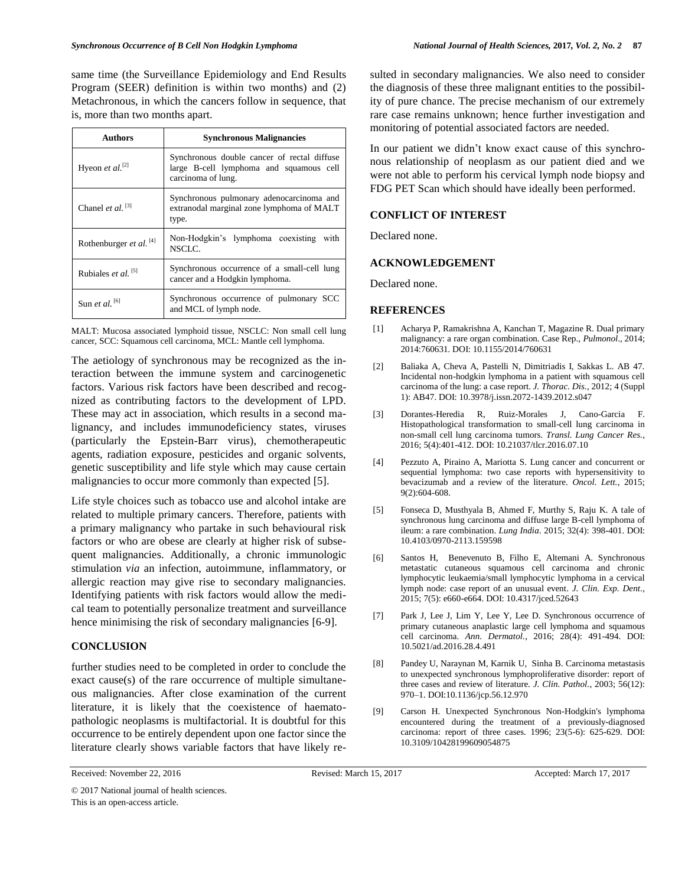same time (the Surveillance Epidemiology and End Results Program (SEER) definition is within two months) and (2) Metachronous, in which the cancers follow in sequence, that is, more than two months apart.

| Authors | Synchronous Malignancies |
|---|---|
| Hyeon *et al.*[2] | Synchronous double cancer of rectal diffuse large B-cell lymphoma and squamous cell carcinoma of lung. |
| Chanel *et al.* [3] | Synchronous pulmonary adenocarcinoma and extranodal marginal zone lymphoma of MALT type. |
| Rothenburger *et al.* [4] | Non-Hodgkin's lymphoma coexisting with NSCLC. |
| Rubiales *et al.* [5] | Synchronous occurrence of a small-cell lung cancer and a Hodgkin lymphoma. |
| Sun *et al.* [6] | Synchronous occurrence of pulmonary SCC and MCL of lymph node. |

MALT: Mucosa associated lymphoid tissue, NSCLC: Non small cell lung cancer, SCC: Squamous cell carcinoma, MCL: Mantle cell lymphoma.

The aetiology of synchronous may be recognized as the interaction between the immune system and carcinogenetic factors. Various risk factors have been described and recognized as contributing factors to the development of LPD. These may act in association, which results in a second malignancy, and includes immunodeficiency states, viruses (particularly the Epstein-Barr virus), chemotherapeutic agents, radiation exposure, pesticides and organic solvents, genetic susceptibility and life style which may cause certain malignancies to occur more commonly than expected [5].

Life style choices such as tobacco use and alcohol intake are related to multiple primary cancers. Therefore, patients with a primary malignancy who partake in such behavioural risk factors or who are obese are clearly at higher risk of subsequent malignancies. Additionally, a chronic immunologic stimulation *via* an infection, autoimmune, inflammatory, or allergic reaction may give rise to secondary malignancies. Identifying patients with risk factors would allow the medical team to potentially personalize treatment and surveillance hence minimising the risk of secondary malignancies [6-9].

## CONCLUSION

further studies need to be completed in order to conclude the exact cause(s) of the rare occurrence of multiple simultaneous malignancies. After close examination of the current literature, it is likely that the coexistence of haematopathologic neoplasms is multifactorial. It is doubtful for this occurrence to be entirely dependent upon one factor since the literature clearly shows variable factors that have likely resulted in secondary malignancies. We also need to consider the diagnosis of these three malignant entities to the possibility of pure chance. The precise mechanism of our extremely rare case remains unknown; hence further investigation and monitoring of potential associated factors are needed.

In our patient we didn't know exact cause of this synchronous relationship of neoplasm as our patient died and we were not able to perform his cervical lymph node biopsy and FDG PET Scan which should have ideally been performed.

## CONFLICT OF INTEREST

Declared none.

## ACKNOWLEDGEMENT

Declared none.

## REFERENCES

[1] Acharya P, Ramakrishna A, Kanchan T, Magazine R. Dual primary malignancy: a rare organ combination. Case Rep., *Pulmonol*., 2014; 2014:760631. DOI: 10.1155/2014/760631

[2] Baliaka A, Cheva A, Pastelli N, Dimitriadis I, Sakkas L. AB 47. Incidental non-hodgkin lymphoma in a patient with squamous cell carcinoma of the lung: a case report. *J. Thorac. Dis.*, 2012; 4 (Suppl 1): AB47. DOI: 10.3978/j.issn.2072-1439.2012.s047

[3] Dorantes-Heredia R, Ruiz-Morales J, Cano-Garcia F. Histopathological transformation to small-cell lung carcinoma in non-small cell lung carcinoma tumors. *Transl. Lung Cancer Res.*, 2016; 5(4):401-412. DOI: 10.21037/tlcr.2016.07.10

[4] Pezzuto A, Piraino A, Mariotta S. Lung cancer and concurrent or sequential lymphoma: two case reports with hypersensitivity to bevacizumab and a review of the literature. *Oncol. Lett.*, 2015; 9(2):604-608.

[5] Fonseca D, Musthyala B, Ahmed F, Murthy S, Raju K. A tale of synchronous lung carcinoma and diffuse large B-cell lymphoma of ileum: a rare combination. *Lung India*. 2015; 32(4): 398-401. DOI: 10.4103/0970-2113.159598

[6] Santos H, Benevenuto B, Filho E, Altemani A. Synchronous metastatic cutaneous squamous cell carcinoma and chronic lymphocytic leukaemia/small lymphocytic lymphoma in a cervical lymph node: case report of an unusual event. *J. Clin. Exp. Dent.*, 2015; 7(5): e660-e664. DOI: 10.4317/jced.52643

[7] Park J, Lee J, Lim Y, Lee Y, Lee D. Synchronous occurrence of primary cutaneous anaplastic large cell lymphoma and squamous cell carcinoma. *Ann. Dermatol.*, 2016; 28(4): 491-494. DOI: 10.5021/ad.2016.28.4.491

[8] Pandey U, Naraynan M, Karnik U, Sinha B. Carcinoma metastasis to unexpected synchronous lymphoproliferative disorder: report of three cases and review of literature. *J. Clin. Pathol.*, 2003; 56(12): 970–1. DOI:10.1136/jcp.56.12.970

[9] Carson H. Unexpected Synchronous Non-Hodgkin's lymphoma encountered during the treatment of a previously-diagnosed carcinoma: report of three cases. 1996; 23(5-6): 625-629. DOI: 10.3109/10428199609054875

Received: November 22, 2016 Revised: March 15, 2017 Accepted: March 17, 2017

© 2017 National journal of health sciences.
This is an open-access article.